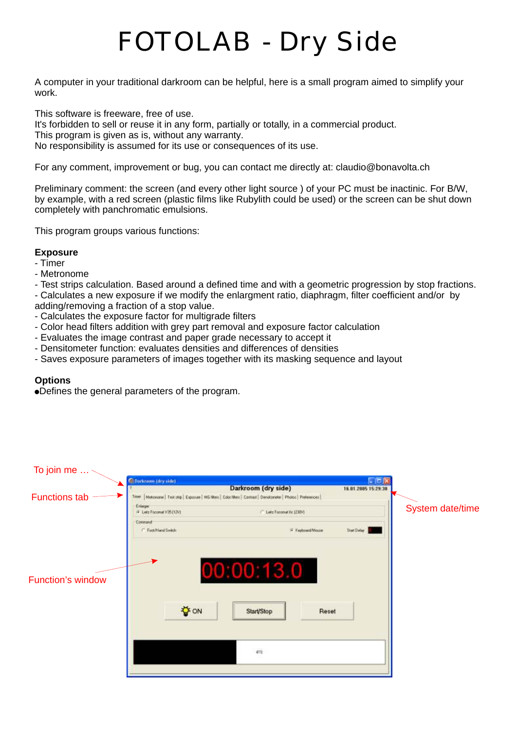# FOTOLAB - Dry Side

A computer in your traditional darkroom can be helpful, here is a small program aimed to simplify your work.

This software is freeware, free of use.
It's forbidden to sell or reuse it in any form, partially or totally, in a commercial product.
This program is given as is, without any warranty.
No responsibility is assumed for its use or consequences of its use.

For any comment, improvement or bug, you can contact me directly at: claudio@bonavolta.ch

Preliminary comment: the screen (and every other light source ) of your PC must be inactinic. For B/W, by example, with a red screen (plastic films like Rubylith could be used) or the screen can be shut down completely with panchromatic emulsions.

This program groups various functions:

**Exposure**
- Timer
- Metronome
- Test strips calculation. Based around a defined time and with a geometric progression by stop fractions.
- Calculates a new exposure if we modify the enlargment ratio, diaphragm, filter coefficient and/or by adding/removing a fraction of a stop value.
- Calculates the exposure factor for multigrade filters
- Color head filters addition with grey part removal and exposure factor calculation
- Evaluates the image contrast and paper grade necessary to accept it
- Densitometer function: evaluates densities and differences of densities
- Saves exposure parameters of images together with its masking sequence and layout

**Options**
- Defines the general parameters of the program.

To join me …

Functions tab

System date/time

Function's window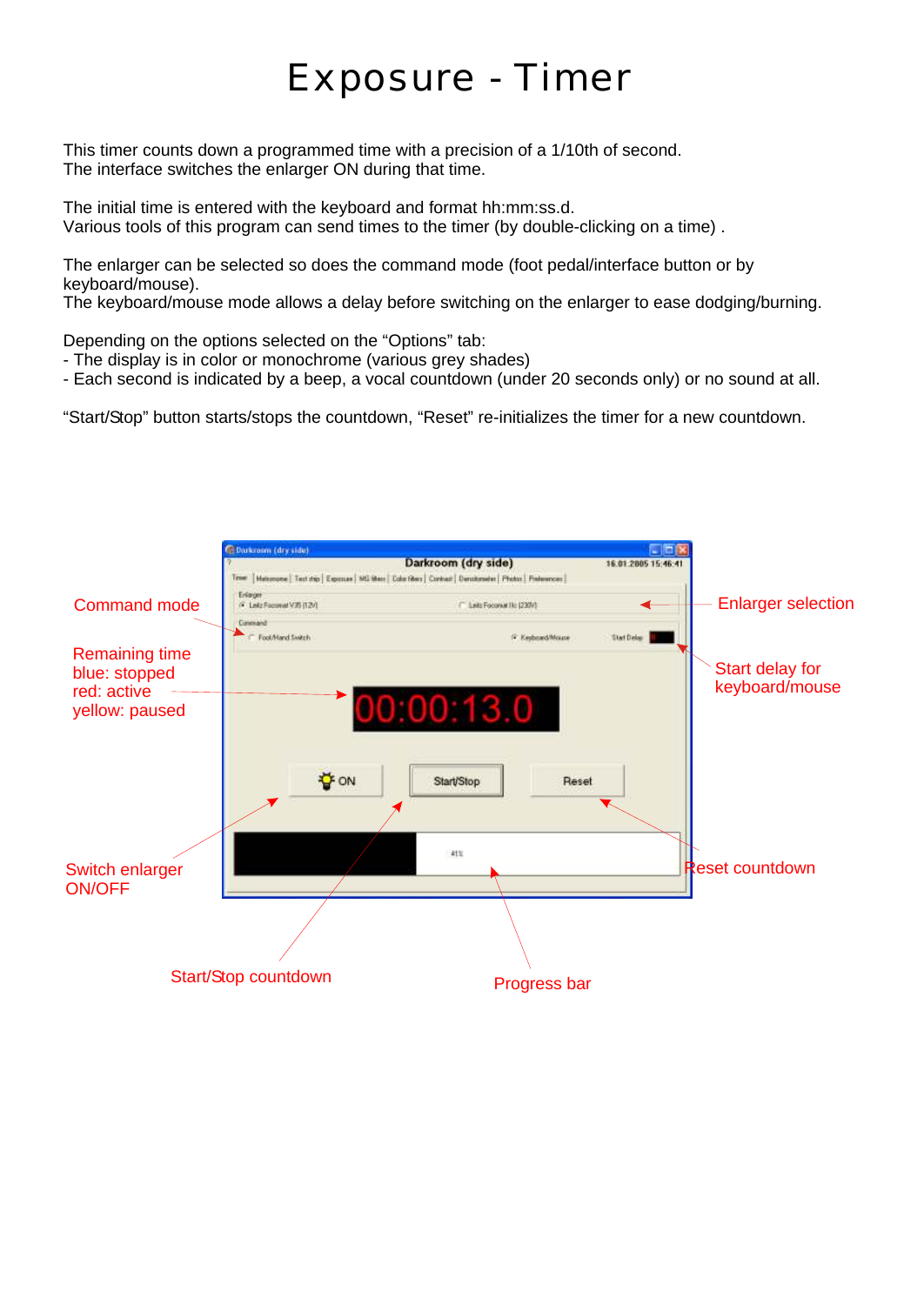# Exposure - Timer

This timer counts down a programmed time with a precision of a 1/10th of second.
The interface switches the enlarger ON during that time.

The initial time is entered with the keyboard and format hh:mm:ss.d.
Various tools of this program can send times to the timer (by double-clicking on a time) .

The enlarger can be selected so does the command mode (foot pedal/interface button or by keyboard/mouse).
The keyboard/mouse mode allows a delay before switching on the enlarger to ease dodging/burning.

Depending on the options selected on the "Options" tab:
- The display is in color or monochrome (various grey shades)
- Each second is indicated by a beep, a vocal countdown (under 20 seconds only) or no sound at all.

"Start/Stop" button starts/stops the countdown, "Reset" re-initializes the timer for a new countdown.

Command mode

Remaining time
blue: stopped
red: active
yellow: paused

Enlarger selection

Start delay for keyboard/mouse

Switch enlarger ON/OFF

Reset countdown

Start/Stop countdown

Progress bar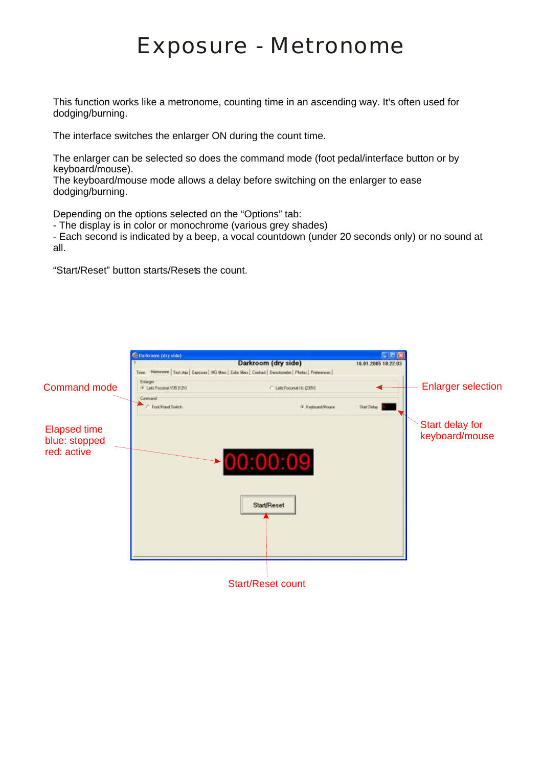# Exposure - Metronome

This function works like a metronome, counting time in an ascending way. It's often used for dodging/burning.

The interface switches the enlarger ON during the count time.

The enlarger can be selected so does the command mode (foot pedal/interface button or by keyboard/mouse).
The keyboard/mouse mode allows a delay before switching on the enlarger to ease dodging/burning.

Depending on the options selected on the "Options" tab:
- The display is in color or monochrome (various grey shades)
- Each second is indicated by a beep, a vocal countdown (under 20 seconds only) or no sound at all.

"Start/Reset" button starts/Resets the count.

Command mode

Elapsed time
blue: stopped
red: active

Enlarger selection

Start delay for keyboard/mouse

Start/Reset count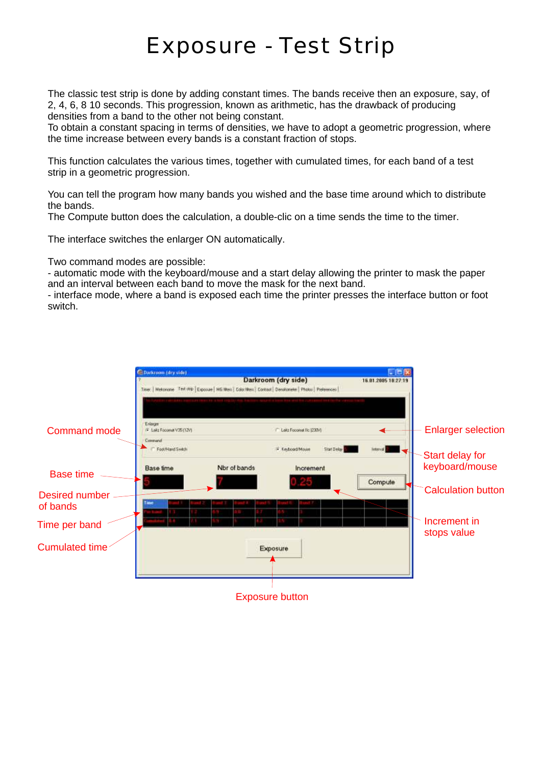# Exposure - Test Strip

The classic test strip is done by adding constant times. The bands receive then an exposure, say, of 2, 4, 6, 8 10 seconds. This progression, known as arithmetic, has the drawback of producing densities from a band to the other not being constant.
To obtain a constant spacing in terms of densities, we have to adopt a geometric progression, where the time increase between every bands is a constant fraction of stops.

This function calculates the various times, together with cumulated times, for each band of a test strip in a geometric progression.

You can tell the program how many bands you wished and the base time around which to distribute the bands.
The Compute button does the calculation, a double-clic on a time sends the time to the timer.

The interface switches the enlarger ON automatically.

Two command modes are possible:
- automatic mode with the keyboard/mouse and a start delay allowing the printer to mask the paper and an interval between each band to move the mask for the next band.
- interface mode, where a band is exposed each time the printer presses the interface button or foot switch.

Command mode

Base time

Desired number of bands

Time per band

Cumulated time

Enlarger selection

Start delay for keyboard/mouse

Calculation button

Increment in stops value

Exposure button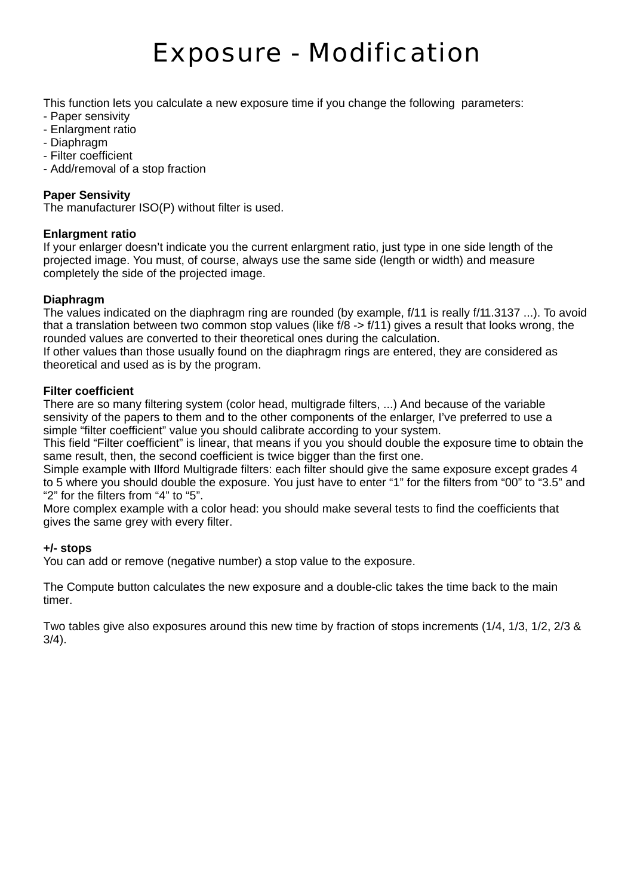# Exposure - Modification

This function lets you calculate a new exposure time if you change the following parameters:
- Paper sensivity
- Enlargment ratio
- Diaphragm
- Filter coefficient
- Add/removal of a stop fraction

**Paper Sensivity**
The manufacturer ISO(P) without filter is used.

**Enlargment ratio**
If your enlarger doesn't indicate you the current enlargment ratio, just type in one side length of the projected image. You must, of course, always use the same side (length or width) and measure completely the side of the projected image.

**Diaphragm**
The values indicated on the diaphragm ring are rounded (by example, f/11 is really f/11.3137 ...). To avoid that a translation between two common stop values (like f/8 -> f/11) gives a result that looks wrong, the rounded values are converted to their theoretical ones during the calculation.
If other values than those usually found on the diaphragm rings are entered, they are considered as theoretical and used as is by the program.

**Filter coefficient**
There are so many filtering system (color head, multigrade filters, ...) And because of the variable sensivity of the papers to them and to the other components of the enlarger, I've preferred to use a simple "filter coefficient" value you should calibrate according to your system.
This field "Filter coefficient" is linear, that means if you you should double the exposure time to obtain the same result, then, the second coefficient is twice bigger than the first one.
Simple example with Ilford Multigrade filters: each filter should give the same exposure except grades 4 to 5 where you should double the exposure. You just have to enter "1" for the filters from "00" to "3.5" and "2" for the filters from "4" to "5".
More complex example with a color head: you should make several tests to find the coefficients that gives the same grey with every filter.

**+/- stops**
You can add or remove (negative number) a stop value to the exposure.

The Compute button calculates the new exposure and a double-clic takes the time back to the main timer.

Two tables give also exposures around this new time by fraction of stops increments (1/4, 1/3, 1/2, 2/3 & 3/4).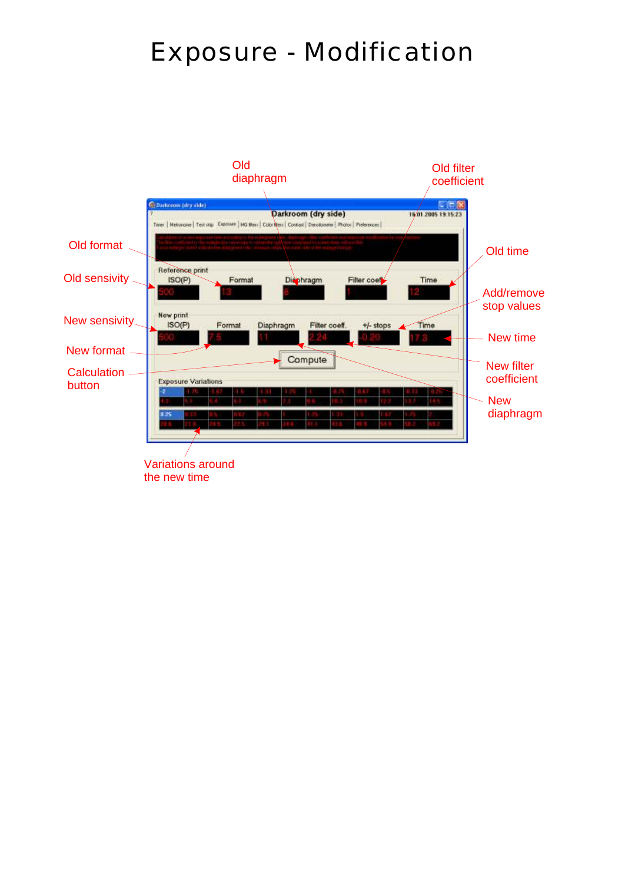# Exposure - Modification

Old diaphragm

Old filter coefficient

Old format

Old time

Old sensivity

Add/remove stop values

New sensivity

New time

New format

New filter coefficient

Calculation button

New diaphragm

Variations around the new time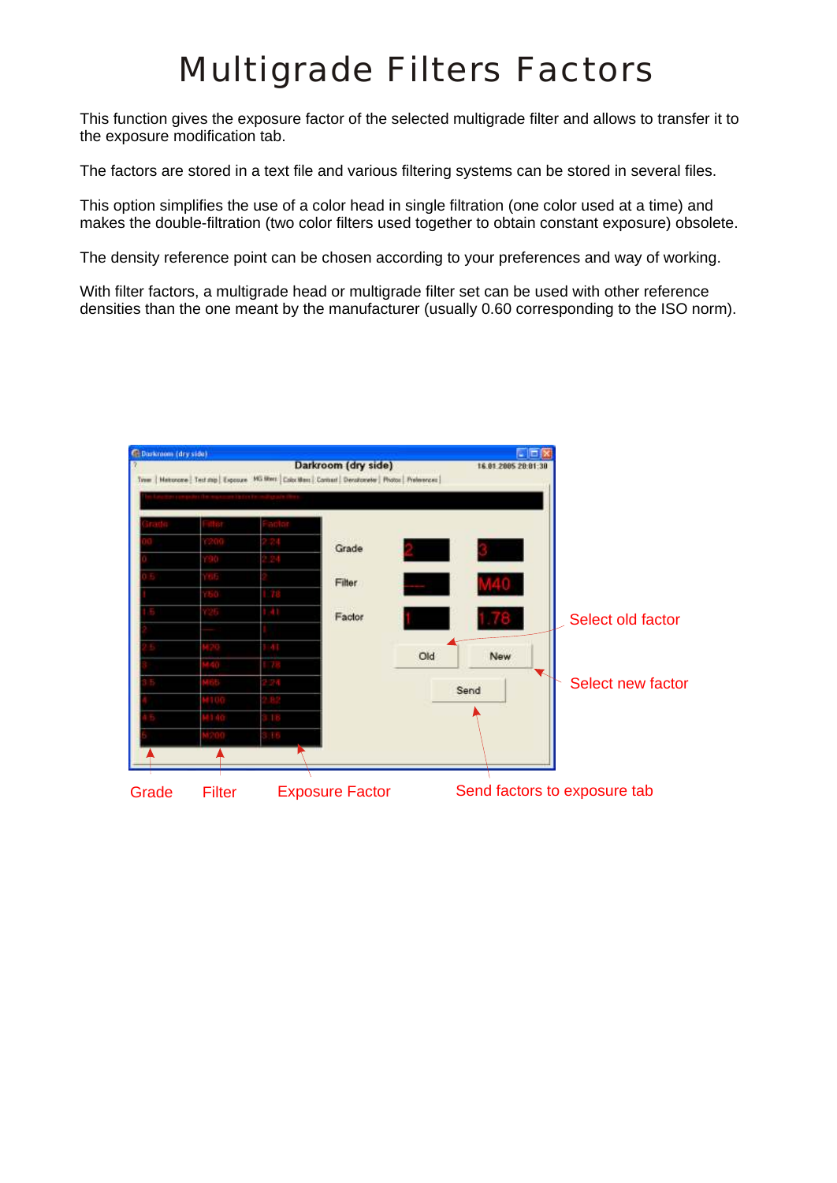# Multigrade Filters Factors

This function gives the exposure factor of the selected multigrade filter and allows to transfer it to the exposure modification tab.

The factors are stored in a text file and various filtering systems can be stored in several files.

This option simplifies the use of a color head in single filtration (one color used at a time) and makes the double-filtration (two color filters used together to obtain constant exposure) obsolete.

The density reference point can be chosen according to your preferences and way of working.

With filter factors, a multigrade head or multigrade filter set can be used with other reference densities than the one meant by the manufacturer (usually 0.60 corresponding to the ISO norm).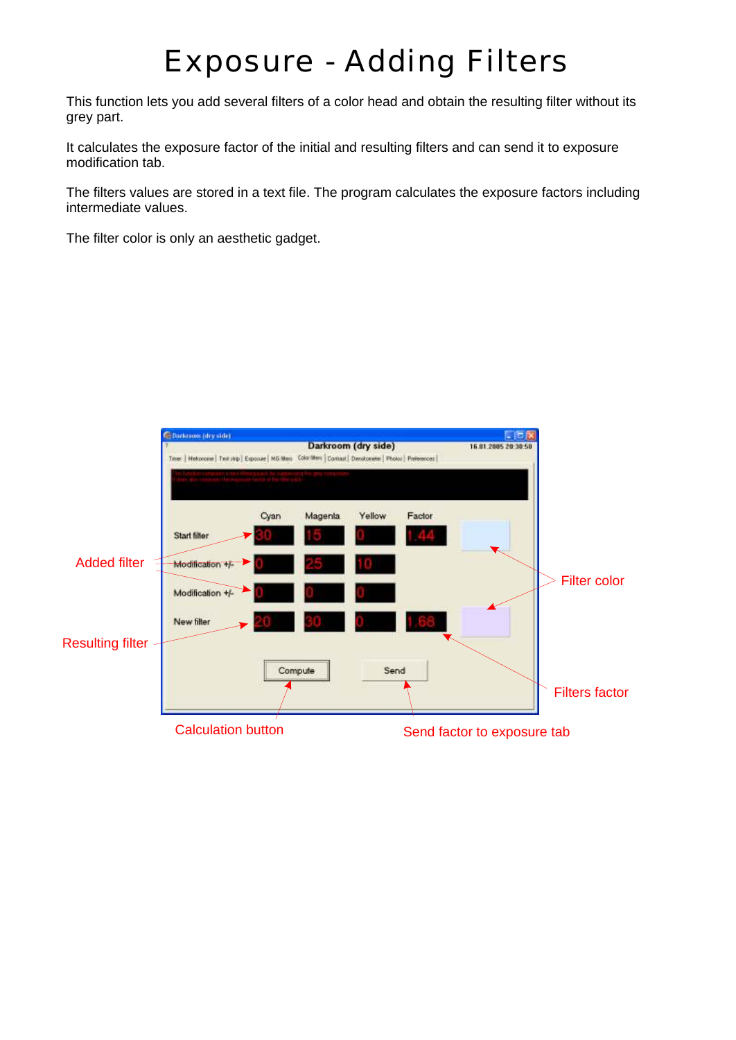# Exposure - Adding Filters

This function lets you add several filters of a color head and obtain the resulting filter without its grey part.

It calculates the exposure factor of the initial and resulting filters and can send it to exposure modification tab.

The filters values are stored in a text file. The program calculates the exposure factors including intermediate values.

The filter color is only an aesthetic gadget.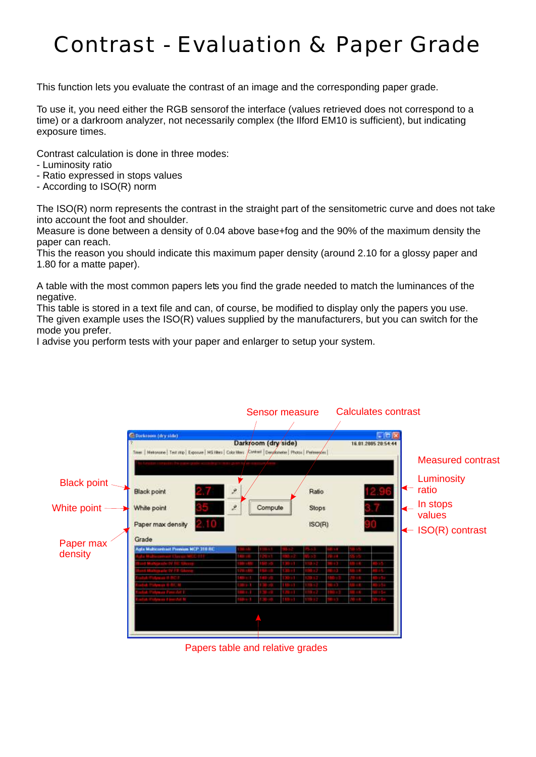# Contrast - Evaluation & Paper Grade

This function lets you evaluate the contrast of an image and the corresponding paper grade.

To use it, you need either the RGB sensorof the interface (values retrieved does not correspond to a time) or a darkroom analyzer, not necessarily complex (the Ilford EM10 is sufficient), but indicating exposure times.

Contrast calculation is done in three modes:
- Luminosity ratio
- Ratio expressed in stops values
- According to ISO(R) norm

The ISO(R) norm represents the contrast in the straight part of the sensitometric curve and does not take into account the foot and shoulder.
Measure is done between a density of 0.04 above base+fog and the 90% of the maximum density the paper can reach.
This the reason you should indicate this maximum paper density (around 2.10 for a glossy paper and 1.80 for a matte paper).

A table with the most common papers lets you find the grade needed to match the luminances of the negative.
This table is stored in a text file and can, of course, be modified to display only the papers you use.
The given example uses the ISO(R) values supplied by the manufacturers, but you can switch for the mode you prefer.
I advise you perform tests with your paper and enlarger to setup your system.

Sensor measure

Calculates contrast

Measured contrast

Black point

White point

Paper max density

Luminosity ratio

In stops values

ISO(R) contrast

Papers table and relative grades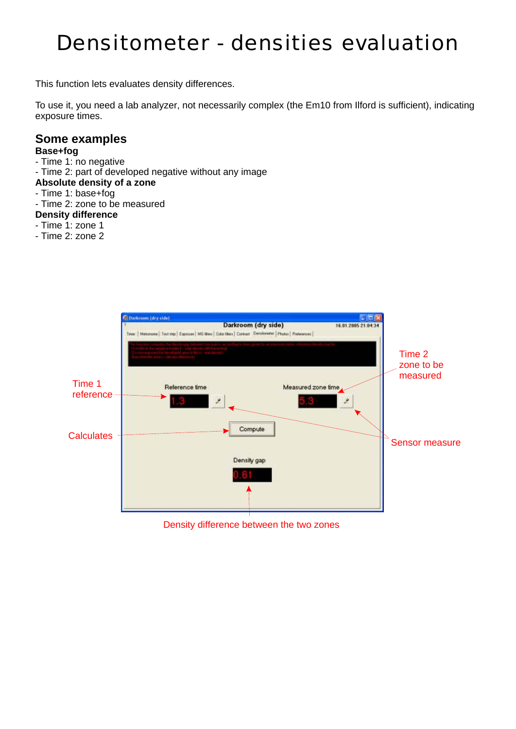# Densitometer - densities evaluation

This function lets evaluates density differences.

To use it, you need a lab analyzer, not necessarily complex (the Em10 from Ilford is sufficient), indicating exposure times.

## Some examples

**Base+fog**
- Time 1: no negative
- Time 2: part of developed negative without any image

**Absolute density of a zone**
- Time 1: base+fog
- Time 2: zone to be measured

**Density difference**
- Time 1: zone 1
- Time 2: zone 2

Time 1 reference

Calculates

Time 2 zone to be measured

Sensor measure

Density difference between the two zones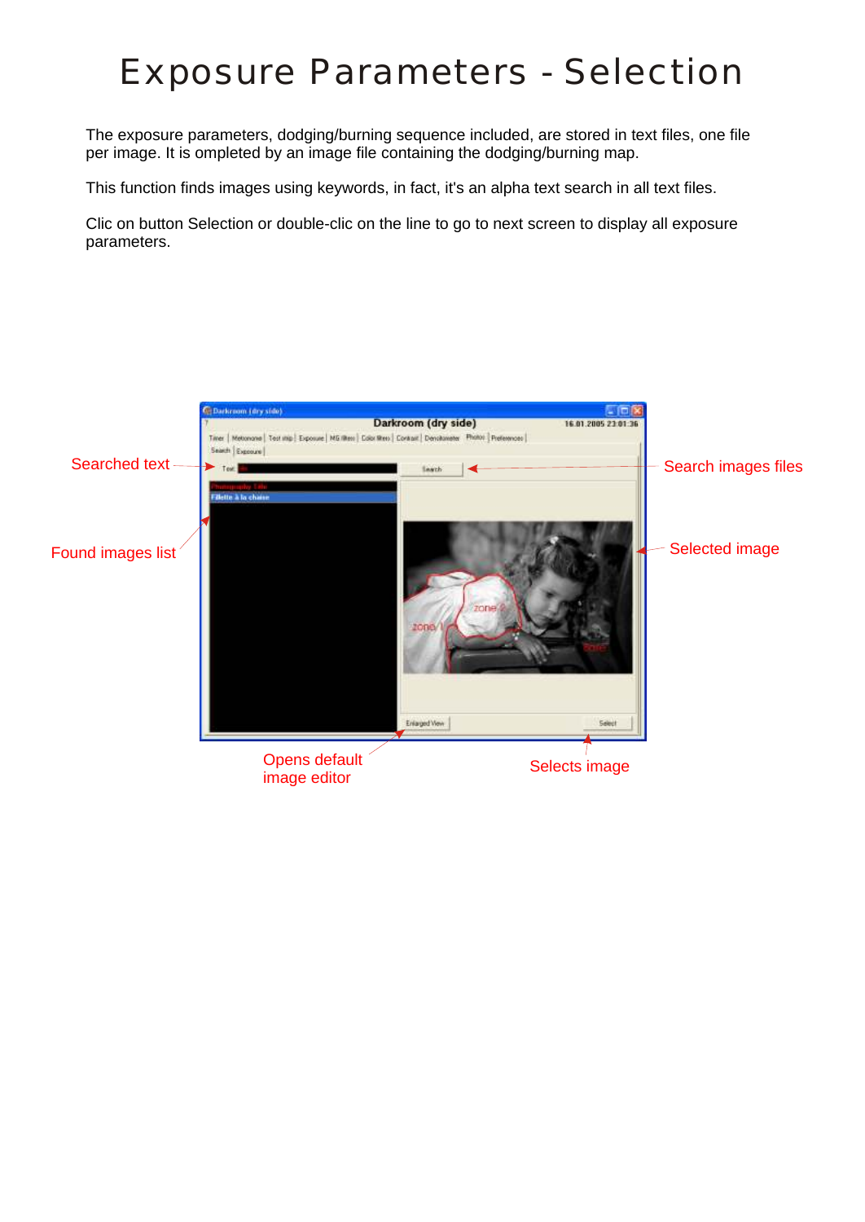# Exposure Parameters - Selection

The exposure parameters, dodging/burning sequence included, are stored in text files, one file per image. It is ompleted by an image file containing the dodging/burning map.

This function finds images using keywords, in fact, it's an alpha text search in all text files.

Clic on button Selection or double-clic on the line to go to next screen to display all exposure parameters.

Searched text

Search images files

Found images list

Selected image

Opens default image editor

Selects image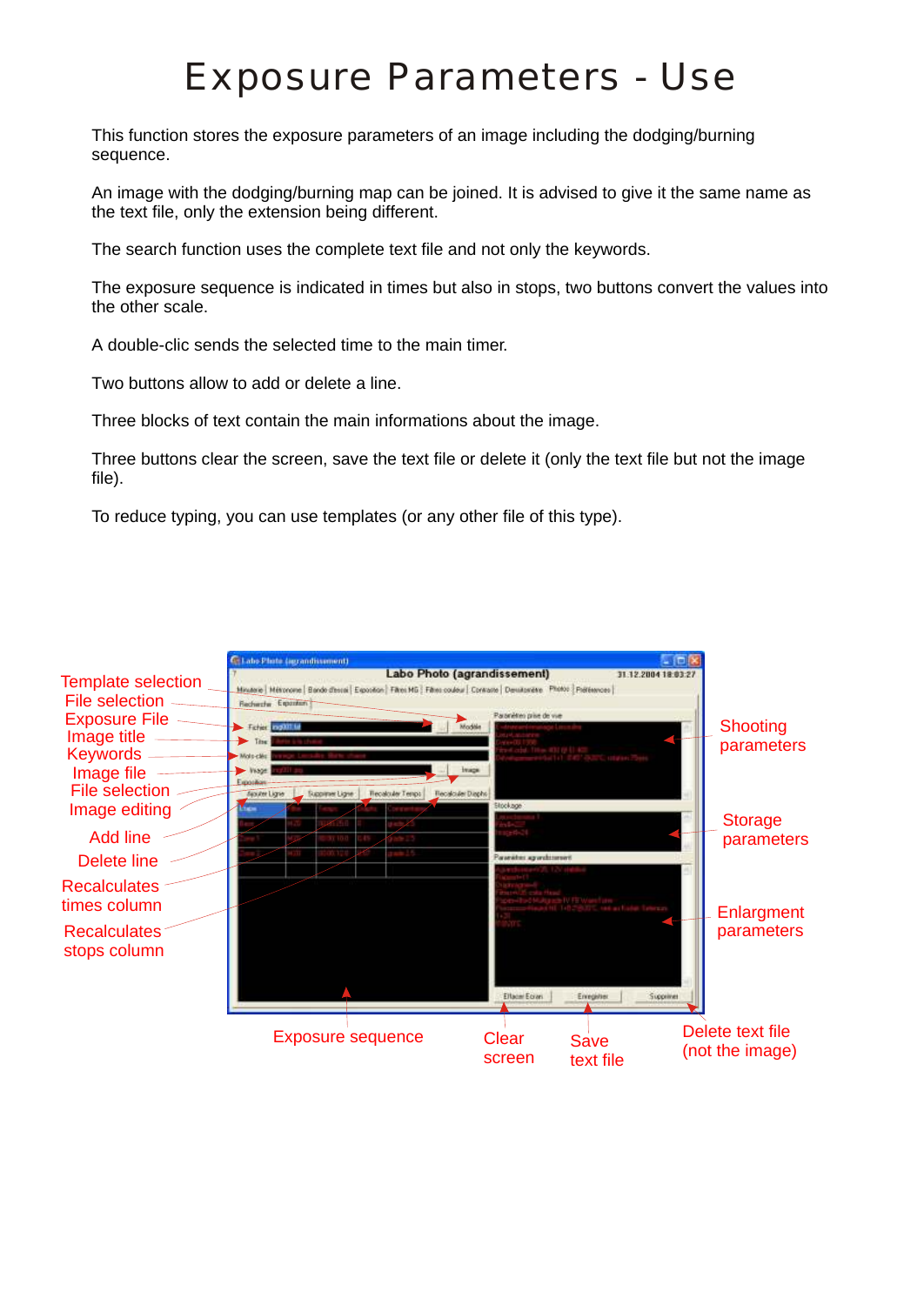# Exposure Parameters - Use

This function stores the exposure parameters of an image including the dodging/burning sequence.

An image with the dodging/burning map can be joined. It is advised to give it the same name as the text file, only the extension being different.

The search function uses the complete text file and not only the keywords.

The exposure sequence is indicated in times but also in stops, two buttons convert the values into the other scale.

A double-clic sends the selected time to the main timer.

Two buttons allow to add or delete a line.

Three blocks of text contain the main informations about the image.

Three buttons clear the screen, save the text file or delete it (only the text file but not the image file).

To reduce typing, you can use templates (or any other file of this type).

Template selection
File selection
Exposure File
Image title
Keywords
Image file
File selection
Image editing
Add line
Delete line
Recalculates times column
Recalculates stops column

Shooting parameters
Storage parameters
Enlargment parameters

Exposure sequence
Clear screen
Save text file
Delete text file (not the image)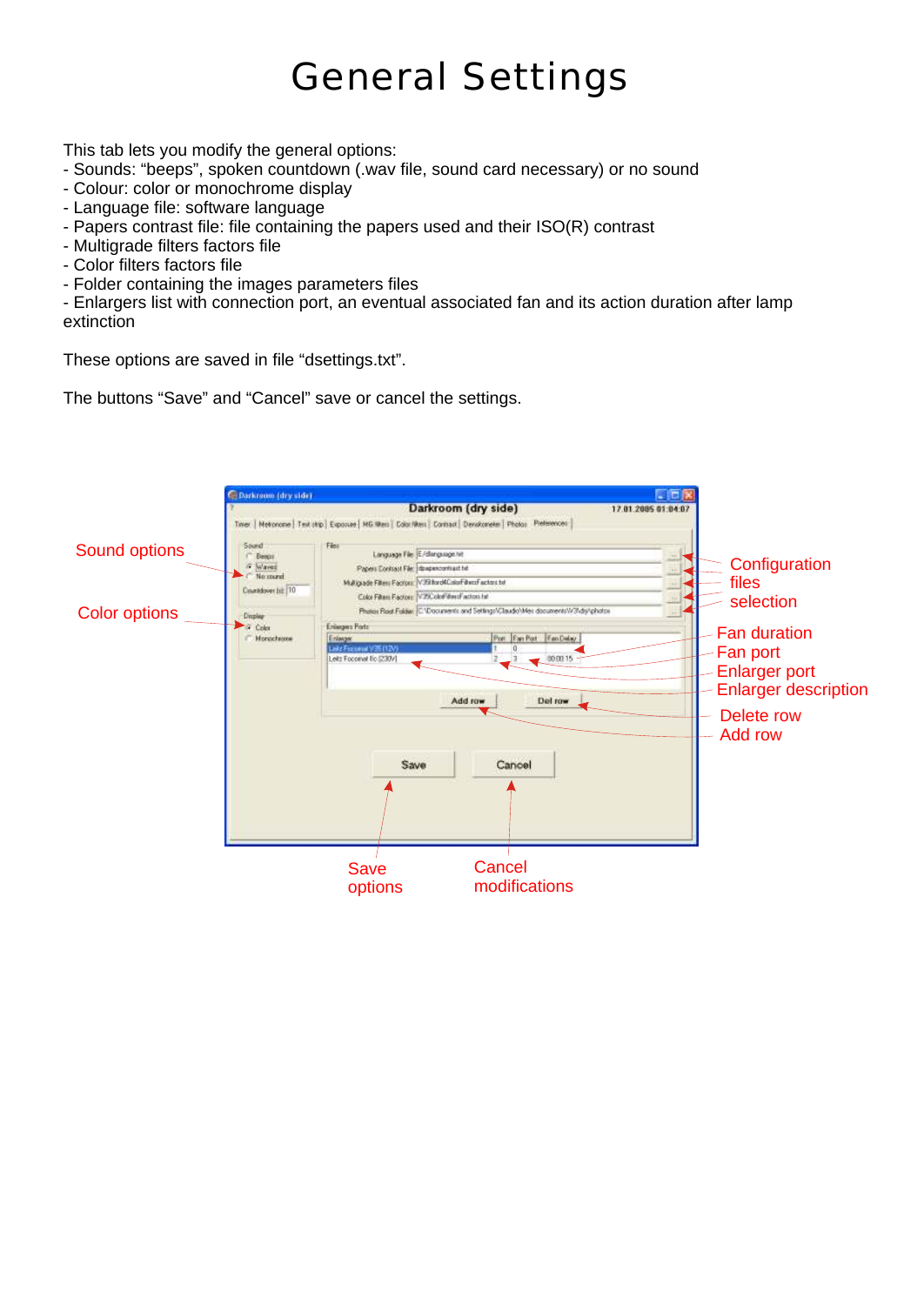# General Settings

This tab lets you modify the general options:
- Sounds: “beeps”, spoken countdown (.wav file, sound card necessary) or no sound
- Colour: color or monochrome display
- Language file: software language
- Papers contrast file: file containing the papers used and their ISO(R) contrast
- Multigrade filters factors file
- Color filters factors file
- Folder containing the images parameters files
- Enlargers list with connection port, an eventual associated fan and its action duration after lamp extinction

These options are saved in file “dsettings.txt”.

The buttons “Save” and “Cancel” save or cancel the settings.

Sound options

Color options

Configuration files selection

Fan duration

Fan port

Enlarger port

Enlarger description

Delete row

Add row

Save options

Cancel modifications